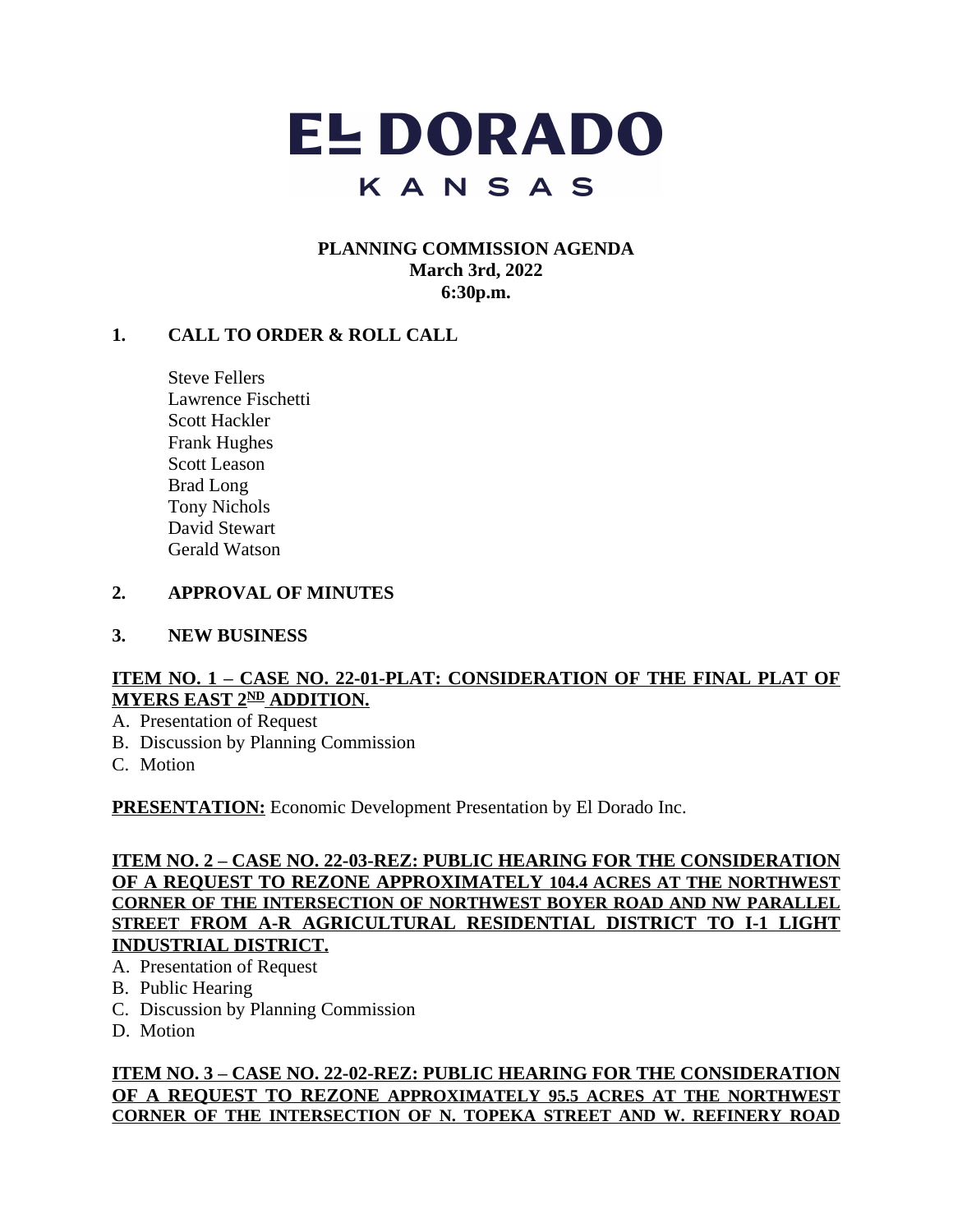# EL DORADO

## KANSAS

**PLANNING COMMISSION AGENDA**
**March 3rd, 2022**
**6:30p.m.**

**1. CALL TO ORDER & ROLL CALL**

Steve Fellers
Lawrence Fischetti
Scott Hackler
Frank Hughes
Scott Leason
Brad Long
Tony Nichols
David Stewart
Gerald Watson

**2. APPROVAL OF MINUTES**

**3. NEW BUSINESS**

**ITEM NO. 1 – CASE NO. 22-01-PLAT: CONSIDERATION OF THE FINAL PLAT OF MYERS EAST 2ND ADDITION.**

A. Presentation of Request
B. Discussion by Planning Commission
C. Motion

**PRESENTATION:** Economic Development Presentation by El Dorado Inc.

**ITEM NO. 2 – CASE NO. 22-03-REZ: PUBLIC HEARING FOR THE CONSIDERATION OF A REQUEST TO REZONE APPROXIMATELY 104.4 ACRES AT THE NORTHWEST CORNER OF THE INTERSECTION OF NORTHWEST BOYER ROAD AND NW PARALLEL STREET FROM A-R AGRICULTURAL RESIDENTIAL DISTRICT TO I-1 LIGHT INDUSTRIAL DISTRICT.**

A. Presentation of Request
B. Public Hearing
C. Discussion by Planning Commission
D. Motion

**ITEM NO. 3 – CASE NO. 22-02-REZ: PUBLIC HEARING FOR THE CONSIDERATION OF A REQUEST TO REZONE APPROXIMATELY 95.5 ACRES AT THE NORTHWEST CORNER OF THE INTERSECTION OF N. TOPEKA STREET AND W. REFINERY ROAD**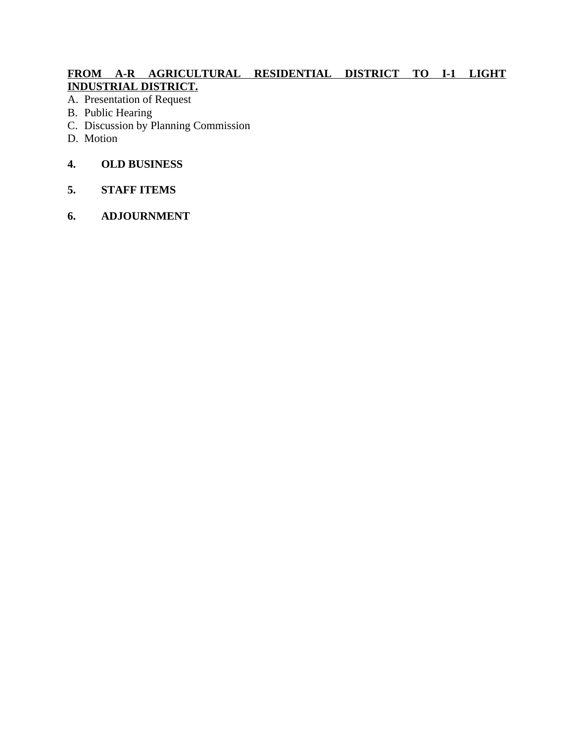**<u>FROM A-R AGRICULTURAL RESIDENTIAL DISTRICT TO I-1 LIGHT INDUSTRIAL DISTRICT.</u>**

A. Presentation of Request
B. Public Hearing
C. Discussion by Planning Commission
D. Motion

**4. OLD BUSINESS**

**5. STAFF ITEMS**

**6. ADJOURNMENT**